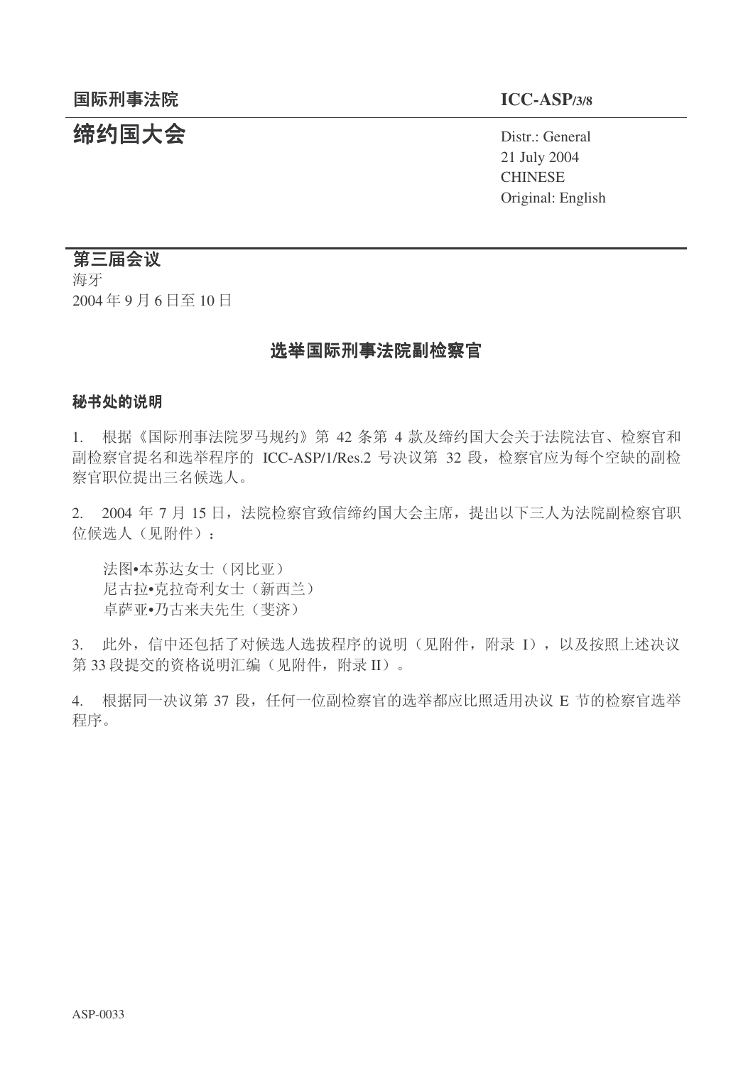国际刑事法院

# 缔约国大会

ICC-ASP/3/8

Distr.: General
21 July 2004
CHINESE
Original: English

## 第三届会议

海牙
2004 年 9 月 6 日至 10 日

## 选举国际刑事法院副检察官

### 秘书处的说明

1. 根据《国际刑事法院罗马规约》第 42 条第 4 款及缔约国大会关于法院法官、检察官和副检察官提名和选举程序的 ICC-ASP/1/Res.2 号决议第 32 段，检察官应为每个空缺的副检察官职位提出三名候选人。

2. 2004 年 7 月 15 日，法院检察官致信缔约国大会主席，提出以下三人为法院副检察官职位候选人（见附件）：

法图•本苏达女士（冈比亚）
尼古拉•克拉奇利女士（新西兰）
卓萨亚•乃古来夫先生（斐济）

3. 此外，信中还包括了对候选人选拔程序的说明（见附件，附录 I），以及按照上述决议第 33 段提交的资格说明汇编（见附件，附录 II）。

4. 根据同一决议第 37 段，任何一位副检察官的选举都应比照适用决议 E 节的检察官选举程序。

ASP-0033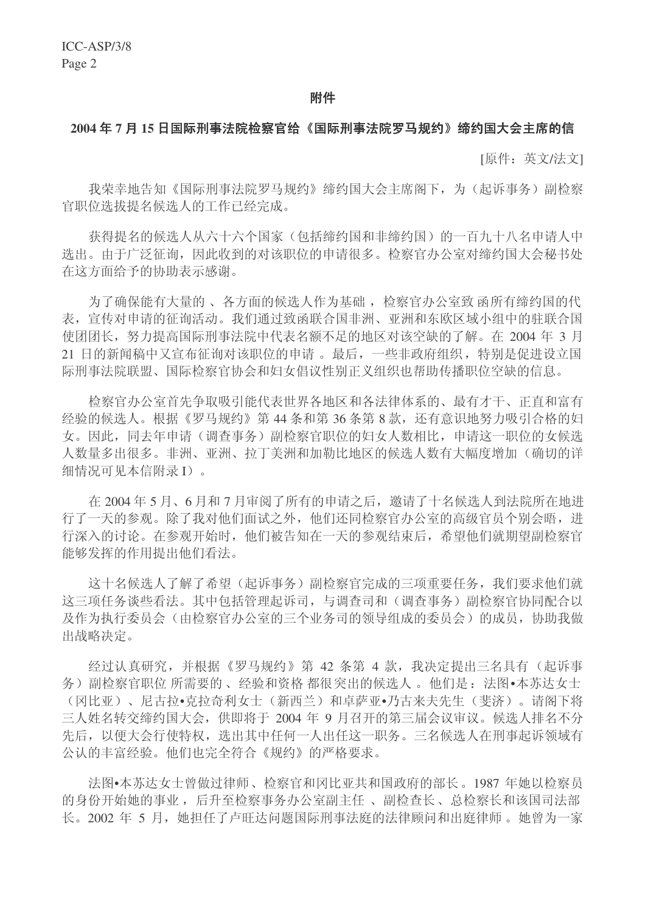## 附件

## 2004 年 7 月 15 日国际刑事法院检察官给《国际刑事法院罗马规约》缔约国大会主席的信

[原件：英文/法文]

我荣幸地告知《国际刑事法院罗马规约》缔约国大会主席阁下，为（起诉事务）副检察官职位选拔提名候选人的工作已经完成。

获得提名的候选人从六十六个国家（包括缔约国和非缔约国）的一百九十八名申请人中选出。由于广泛征询，因此收到的对该职位的申请很多。检察官办公室对缔约国大会秘书处在这方面给予的协助表示感谢。

为了确保能有大量的、各方面的候选人作为基础，检察官办公室致函所有缔约国的代表，宣传对申请的征询活动。我们通过致函联合国非洲、亚洲和东欧区域小组中的驻联合国使团团长，努力提高国际刑事法院中代表名额不足的地区对该空缺的了解。在 2004 年 3 月 21 日的新闻稿中又宣布征询对该职位的申请。最后，一些非政府组织，特别是促进设立国际刑事法院联盟、国际检察官协会和妇女倡议性别正义组织也帮助传播职位空缺的信息。

检察官办公室首先争取吸引能代表世界各地区和各法律体系的、最有才干、正直和富有经验的候选人。根据《罗马规约》第 44 条和第 36 条第 8 款，还有意识地努力吸引合格的妇女。因此，同去年申请（调查事务）副检察官职位的妇女人数相比，申请这一职位的女候选人数量多出很多。非洲、亚洲、拉丁美洲和加勒比地区的候选人数有大幅度增加（确切的详细情况可见本信附录 I）。

在 2004 年 5 月、6 月和 7 月审阅了所有的申请之后，邀请了十名候选人到法院所在地进行了一天的参观。除了我对他们面试之外，他们还同检察官办公室的高级官员个别会晤，进行深入的讨论。在参观开始时，他们被告知在一天的参观结束后，希望他们就期望副检察官能够发挥的作用提出他们看法。

这十名候选人了解了希望（起诉事务）副检察官完成的三项重要任务，我们要求他们就这三项任务谈些看法。其中包括管理起诉司，与调查司和（调查事务）副检察官协同配合以及作为执行委员会（由检察官办公室的三个业务司的领导组成的委员会）的成员，协助我做出战略决定。

经过认真研究，并根据《罗马规约》第 42 条第 4 款，我决定提出三名具有（起诉事务）副检察官职位所需要的、经验和资格都很突出的候选人。他们是：法图•本苏达女士（冈比亚）、尼古拉•克拉奇利女士（新西兰）和卓萨亚•乃古来夫先生（斐济）。请阁下将三人姓名转交缔约国大会，供即将于 2004 年 9 月召开的第三届会议审议。候选人排名不分先后，以便大会行使特权，选出其中任何一人出任这一职务。三名候选人在刑事起诉领域有公认的丰富经验。他们也完全符合《规约》的严格要求。

法图•本苏达女士曾做过律师、检察官和冈比亚共和国政府的部长。1987 年她以检察员的身份开始她的事业，后升至检察事务办公室副主任、副检查长、总检察长和该国司法部长。2002 年 5 月，她担任了卢旺达问题国际刑事法庭的法律顾问和出庭律师。她曾为一家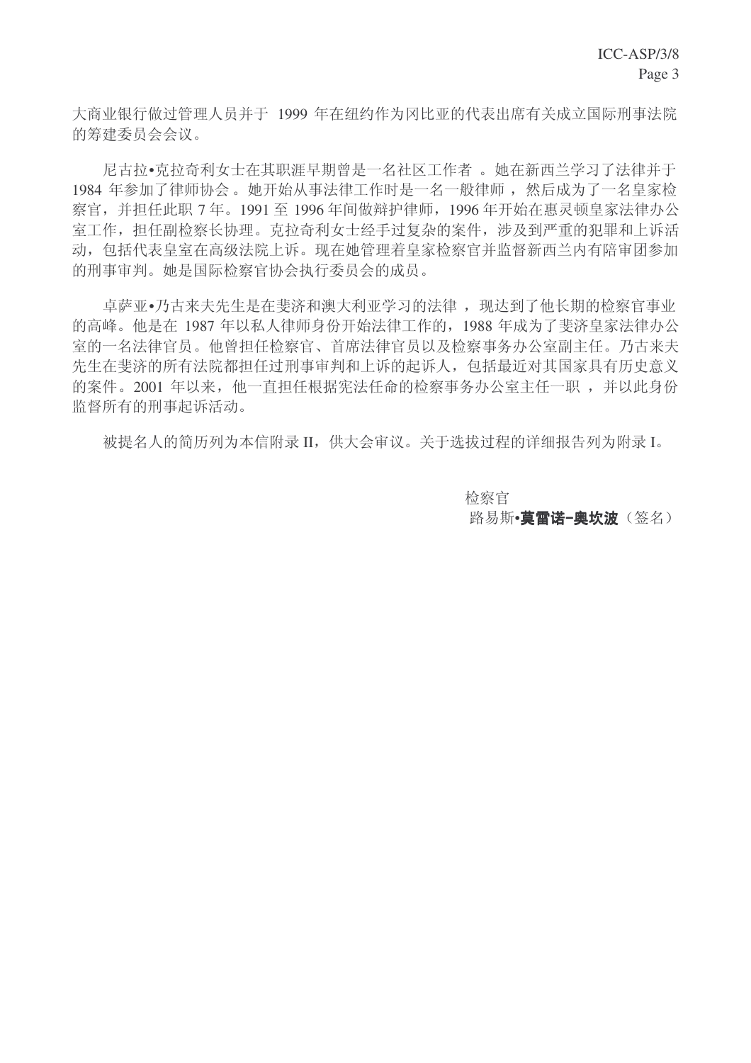大商业银行做过管理人员并于 1999 年在纽约作为冈比亚的代表出席有关成立国际刑事法院的筹建委员会会议。

尼古拉•克拉奇利女士在其职涯早期曾是一名社区工作者 。她在新西兰学习了法律并于 1984 年参加了律师协会 。她开始从事法律工作时是一名一般律师 ，然后成为了一名皇家检察官，并担任此职 7 年。1991 至 1996 年间做辩护律师，1996 年开始在惠灵顿皇家法律办公室工作，担任副检察长协理。克拉奇利女士经手过复杂的案件，涉及到严重的犯罪和上诉活动，包括代表皇室在高级法院上诉。现在她管理着皇家检察官并监督新西兰内有陪审团参加的刑事审判。她是国际检察官协会执行委员会的成员。

卓萨亚•乃古来夫先生是在斐济和澳大利亚学习的法律 ，现达到了他长期的检察官事业的高峰。他是在 1987 年以私人律师身份开始法律工作的，1988 年成为了斐济皇家法律办公室的一名法律官员。他曾担任检察官、首席法律官员以及检察事务办公室副主任。乃古来夫先生在斐济的所有法院都担任过刑事审判和上诉的起诉人，包括最近对其国家具有历史意义的案件。2001 年以来，他一直担任根据宪法任命的检察事务办公室主任一职 ，并以此身份监督所有的刑事起诉活动。

被提名人的简历列为本信附录 II，供大会审议。关于选拔过程的详细报告列为附录 I。

检察官

路易斯•**莫雷诺-奥坎波**（签名）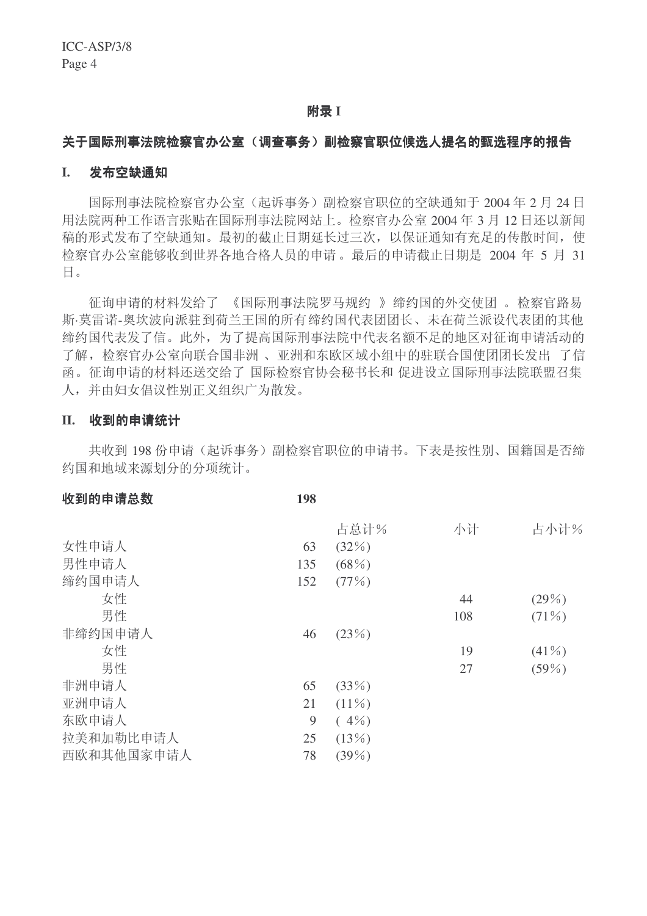## 附录 I

## 关于国际刑事法院检察官办公室（调查事务）副检察官职位候选人提名的甄选程序的报告

### I. 发布空缺通知

国际刑事法院检察官办公室（起诉事务）副检察官职位的空缺通知于 2004 年 2 月 24 日用法院两种工作语言张贴在国际刑事法院网站上。检察官办公室 2004 年 3 月 12 日还以新闻稿的形式发布了空缺通知。最初的截止日期延长过三次，以保证通知有充足的传散时间，使检察官办公室能够收到世界各地合格人员的申请。最后的申请截止日期是 2004 年 5 月 31 日。

征询申请的材料发给了《国际刑事法院罗马规约》缔约国的外交使团。检察官路易斯·莫雷诺-奥坎波向派驻到荷兰王国的所有缔约国代表团团长、未在荷兰派设代表团的其他缔约国代表发了信。此外，为了提高国际刑事法院中代表名额不足的地区对征询申请活动的了解，检察官办公室向联合国非洲、亚洲和东欧区域小组中的驻联合国使团团长发出了信函。征询申请的材料还送交给了国际检察官协会秘书长和促进设立国际刑事法院联盟召集人，并由妇女倡议性别正义组织广为散发。

### II. 收到的申请统计

共收到 198 份申请（起诉事务）副检察官职位的申请书。下表是按性别、国籍国是否缔约国和地域来源划分的分项统计。

| **收到的申请总数** | **198** | | | |
|---|---|---|---|---|
| | | 占总计% | 小计 | 占小计% |
| 女性申请人 | 63 | (32%) | | |
| 男性申请人 | 135 | (68%) | | |
| 缔约国申请人 | 152 | (77%) | | |
| 女性 | | | 44 | (29%) |
| 男性 | | | 108 | (71%) |
| 非缔约国申请人 | 46 | (23%) | | |
| 女性 | | | 19 | (41%) |
| 男性 | | | 27 | (59%) |
| 非洲申请人 | 65 | (33%) | | |
| 亚洲申请人 | 21 | (11%) | | |
| 东欧申请人 | 9 | ( 4%) | | |
| 拉美和加勒比申请人 | 25 | (13%) | | |
| 西欧和其他国家申请人 | 78 | (39%) | | |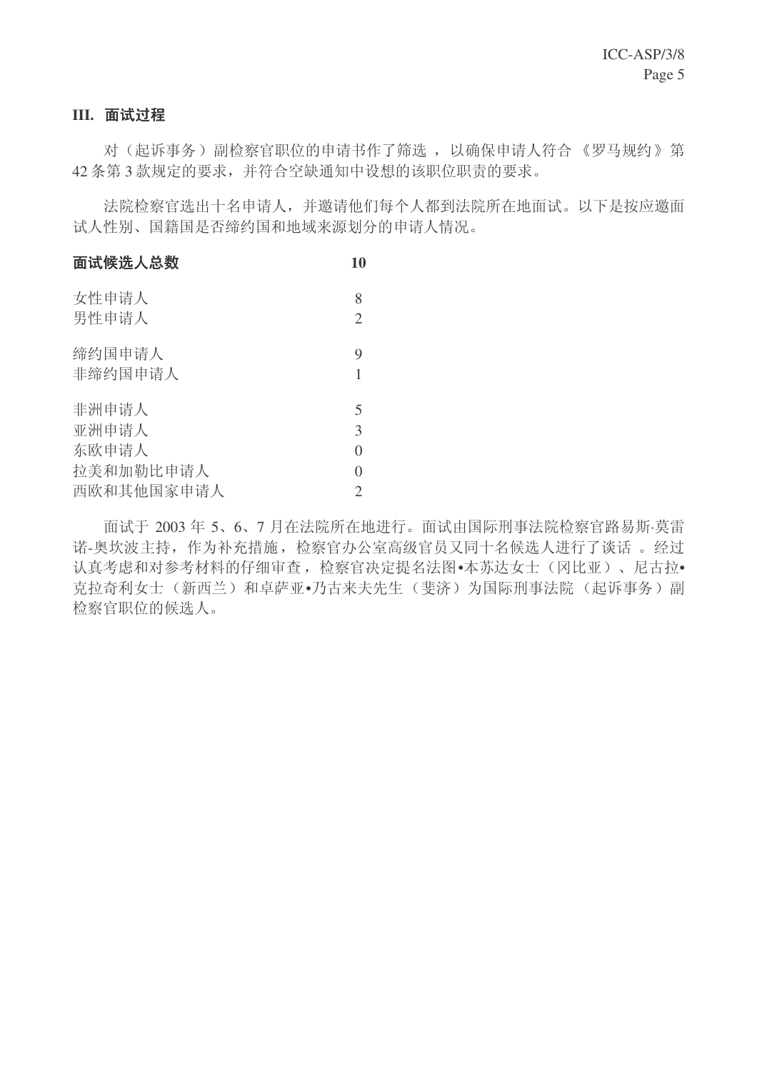## III. 面试过程

对（起诉事务）副检察官职位的申请书作了筛选，以确保申请人符合《罗马规约》第 42 条第 3 款规定的要求，并符合空缺通知中设想的该职位职责的要求。

法院检察官选出十名申请人，并邀请他们每个人都到法院所在地面试。以下是按应邀面试人性别、国籍国是否缔约国和地域来源划分的申请人情况。

| **面试候选人总数** | **10** |
|---|---|
| 女性申请人 | 8 |
| 男性申请人 | 2 |
| 缔约国申请人 | 9 |
| 非缔约国申请人 | 1 |
| 非洲申请人 | 5 |
| 亚洲申请人 | 3 |
| 东欧申请人 | 0 |
| 拉美和加勒比申请人 | 0 |
| 西欧和其他国家申请人 | 2 |

面试于 2003 年 5、6、7 月在法院所在地进行。面试由国际刑事法院检察官路易斯·莫雷诺-奥坎波主持，作为补充措施，检察官办公室高级官员又同十名候选人进行了谈话。经过认真考虑和对参考材料的仔细审查，检察官决定提名法图•本苏达女士（冈比亚）、尼古拉•克拉奇利女士（新西兰）和卓萨亚•乃古来夫先生（斐济）为国际刑事法院（起诉事务）副检察官职位的候选人。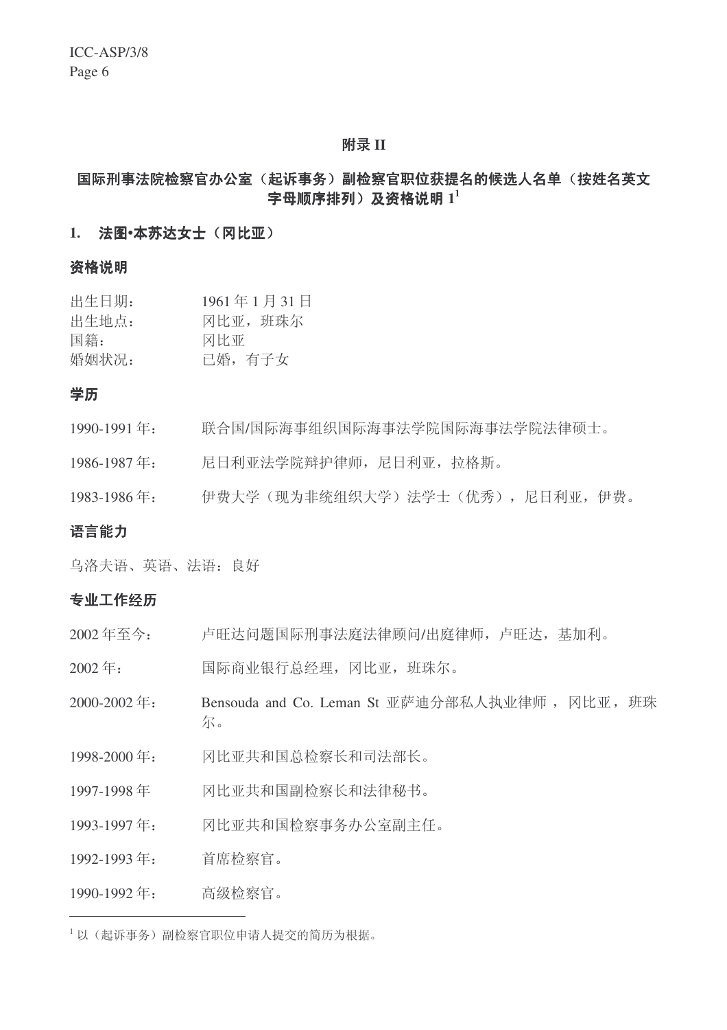## 附录 II

## 国际刑事法院检察官办公室（起诉事务）副检察官职位获提名的候选人名单（按姓名英文字母顺序排列）及资格说明 1[1]

### 1. 法图•本苏达女士（冈比亚）

### 资格说明

| | |
|---|---|
| 出生日期： | 1961 年 1 月 31 日 |
| 出生地点： | 冈比亚，班珠尔 |
| 国籍： | 冈比亚 |
| 婚姻状况： | 已婚，有子女 |

### 学历

| | |
|---|---|
| 1990-1991 年： | 联合国/国际海事组织国际海事法学院国际海事法学院法律硕士。 |
| 1986-1987 年： | 尼日利亚法学院辩护律师，尼日利亚，拉格斯。 |
| 1983-1986 年： | 伊费大学（现为非统组织大学）法学士（优秀），尼日利亚，伊费。 |

### 语言能力

乌洛夫语、英语、法语：良好

### 专业工作经历

| | |
|---|---|
| 2002 年至今： | 卢旺达问题国际刑事法庭法律顾问/出庭律师，卢旺达，基加利。 |
| 2002 年： | 国际商业银行总经理，冈比亚，班珠尔。 |
| 2000-2002 年： | Bensouda and Co. Leman St 亚萨迪分部私人执业律师，冈比亚，班珠尔。 |
| 1998-2000 年： | 冈比亚共和国总检察长和司法部长。 |
| 1997-1998 年 | 冈比亚共和国副检察长和法律秘书。 |
| 1993-1997 年： | 冈比亚共和国检察事务办公室副主任。 |
| 1992-1993 年： | 首席检察官。 |
| 1990-1992 年： | 高级检察官。 |

[1] 以（起诉事务）副检察官职位申请人提交的简历为根据。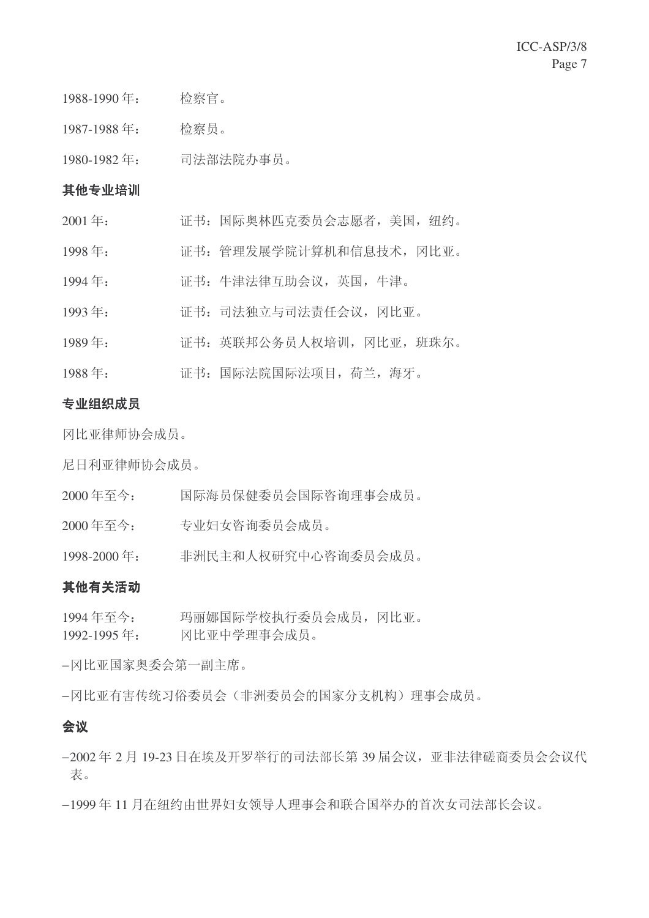1988-1990 年： 检察官。

1987-1988 年： 检察员。

1980-1982 年： 司法部法院办事员。

### 其他专业培训

2001 年： 证书：国际奥林匹克委员会志愿者，美国，纽约。

1998 年： 证书：管理发展学院计算机和信息技术，冈比亚。

1994 年： 证书：牛津法律互助会议，英国，牛津。

1993 年： 证书：司法独立与司法责任会议，冈比亚。

1989 年： 证书：英联邦公务员人权培训，冈比亚，班珠尔。

1988 年： 证书：国际法院国际法项目，荷兰，海牙。

### 专业组织成员

冈比亚律师协会成员。

尼日利亚律师协会成员。

2000 年至今： 国际海员保健委员会国际咨询理事会成员。

2000 年至今： 专业妇女咨询委员会成员。

1998-2000 年： 非洲民主和人权研究中心咨询委员会成员。

### 其他有关活动

1994 年至今： 玛丽娜国际学校执行委员会成员，冈比亚。
1992-1995 年： 冈比亚中学理事会成员。

–冈比亚国家奥委会第一副主席。

–冈比亚有害传统习俗委员会（非洲委员会的国家分支机构）理事会成员。

### 会议

–2002 年 2 月 19-23 日在埃及开罗举行的司法部长第 39 届会议，亚非法律磋商委员会会议代表。

–1999 年 11 月在纽约由世界妇女领导人理事会和联合国举办的首次女司法部长会议。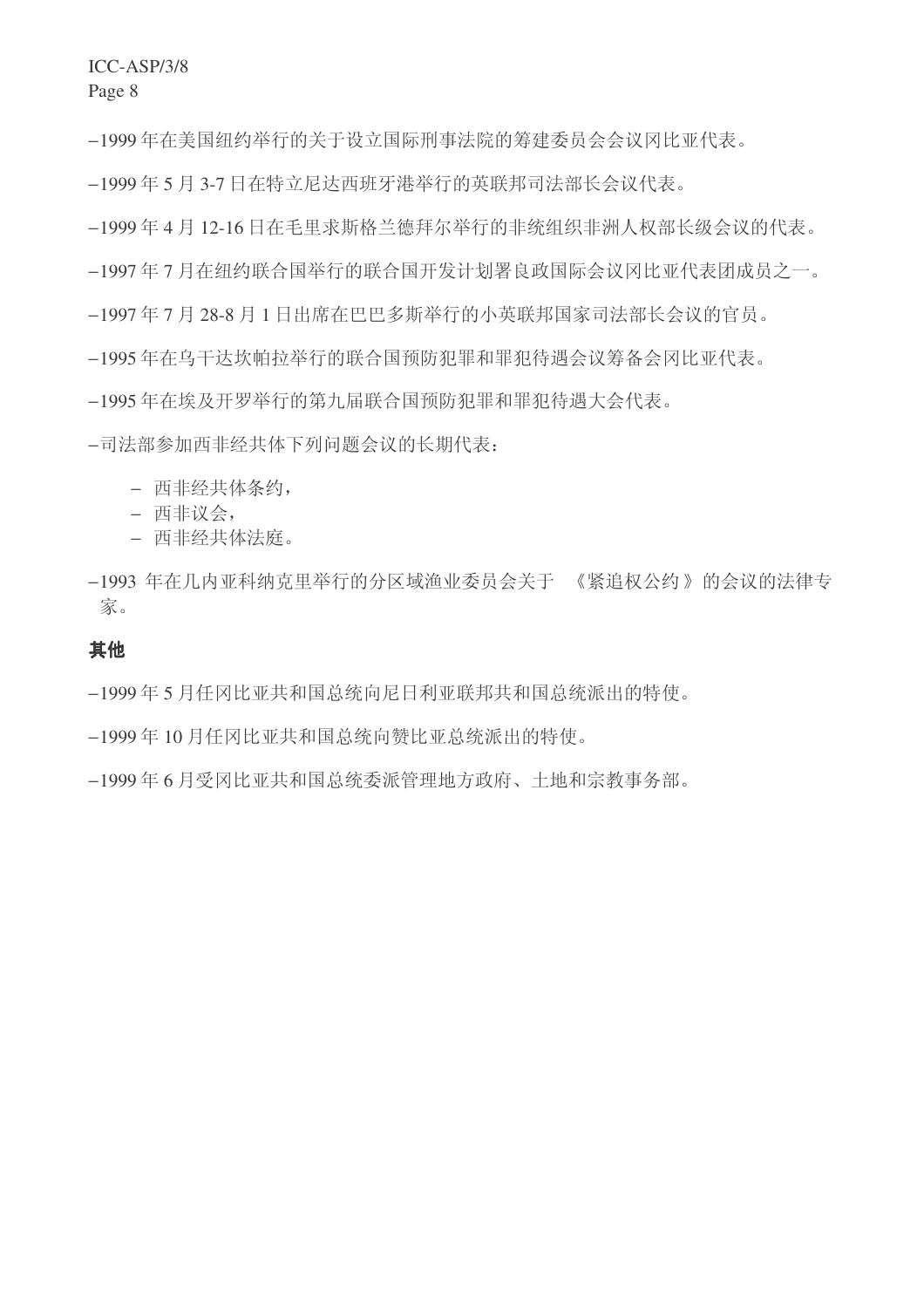–1999 年在美国纽约举行的关于设立国际刑事法院的筹建委员会会议冈比亚代表。

–1999 年 5 月 3-7 日在特立尼达西班牙港举行的英联邦司法部长会议代表。

–1999 年 4 月 12-16 日在毛里求斯格兰德拜尔举行的非统组织非洲人权部长级会议的代表。

–1997 年 7 月在纽约联合国举行的联合国开发计划署良政国际会议冈比亚代表团成员之一。

–1997 年 7 月 28-8 月 1 日出席在巴巴多斯举行的小英联邦国家司法部长会议的官员。

–1995 年在乌干达坎帕拉举行的联合国预防犯罪和罪犯待遇会议筹备会冈比亚代表。

–1995 年在埃及开罗举行的第九届联合国预防犯罪和罪犯待遇大会代表。

–司法部参加西非经共体下列问题会议的长期代表：

- 西非经共体条约，
- 西非议会，
- 西非经共体法庭。

–1993 年在几内亚科纳克里举行的分区域渔业委员会关于 《紧追权公约》的会议的法律专家。

## 其他

–1999 年 5 月任冈比亚共和国总统向尼日利亚联邦共和国总统派出的特使。

–1999 年 10 月任冈比亚共和国总统向赞比亚总统派出的特使。

–1999 年 6 月受冈比亚共和国总统委派管理地方政府、土地和宗教事务部。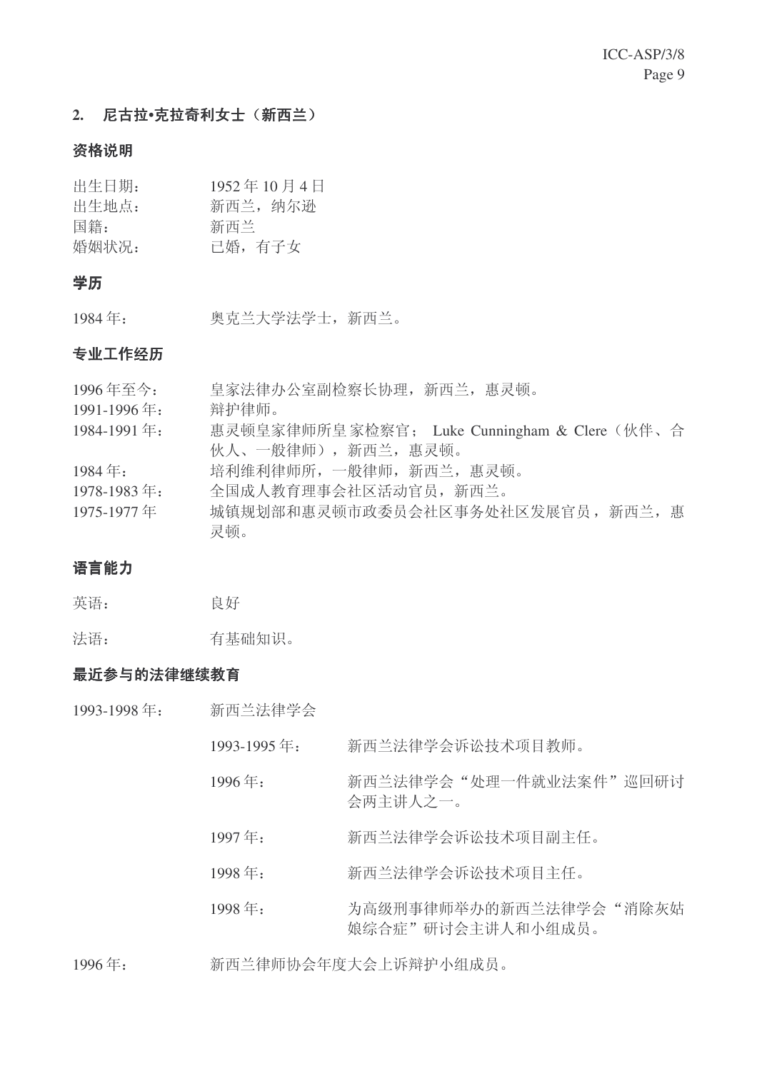## 2. 尼古拉•克拉奇利女士（新西兰）

### 资格说明

| | |
|---|---|
| 出生日期： | 1952 年 10 月 4 日 |
| 出生地点： | 新西兰，纳尔逊 |
| 国籍： | 新西兰 |
| 婚姻状况： | 已婚，有子女 |

### 学历

| | |
|---|---|
| 1984 年： | 奥克兰大学法学士，新西兰。 |

### 专业工作经历

| | |
|---|---|
| 1996 年至今： | 皇家法律办公室副检察长协理，新西兰，惠灵顿。 |
| 1991-1996 年： | 辩护律师。 |
| 1984-1991 年： | 惠灵顿皇家律师所皇家检察官； Luke Cunningham & Clere（伙伴、合伙人、一般律师），新西兰，惠灵顿。 |
| 1984 年： | 培利维利律师所，一般律师，新西兰，惠灵顿。 |
| 1978-1983 年： | 全国成人教育理事会社区活动官员，新西兰。 |
| 1975-1977 年 | 城镇规划部和惠灵顿市政委员会社区事务处社区发展官员，新西兰，惠灵顿。 |

### 语言能力

| | |
|---|---|
| 英语： | 良好 |
| 法语： | 有基础知识。 |

### 最近参与的法律继续教育

1993-1998 年： 新西兰法律学会

| | |
|---|---|
| 1993-1995 年： | 新西兰法律学会诉讼技术项目教师。 |
| 1996 年： | 新西兰法律学会“处理一件就业法案件”巡回研讨会两主讲人之一。 |
| 1997 年： | 新西兰法律学会诉讼技术项目副主任。 |
| 1998 年： | 新西兰法律学会诉讼技术项目主任。 |
| 1998 年： | 为高级刑事律师举办的新西兰法律学会“消除灰姑娘综合症”研讨会主讲人和小组成员。 |

1996 年： 新西兰律师协会年度大会上诉辩护小组成员。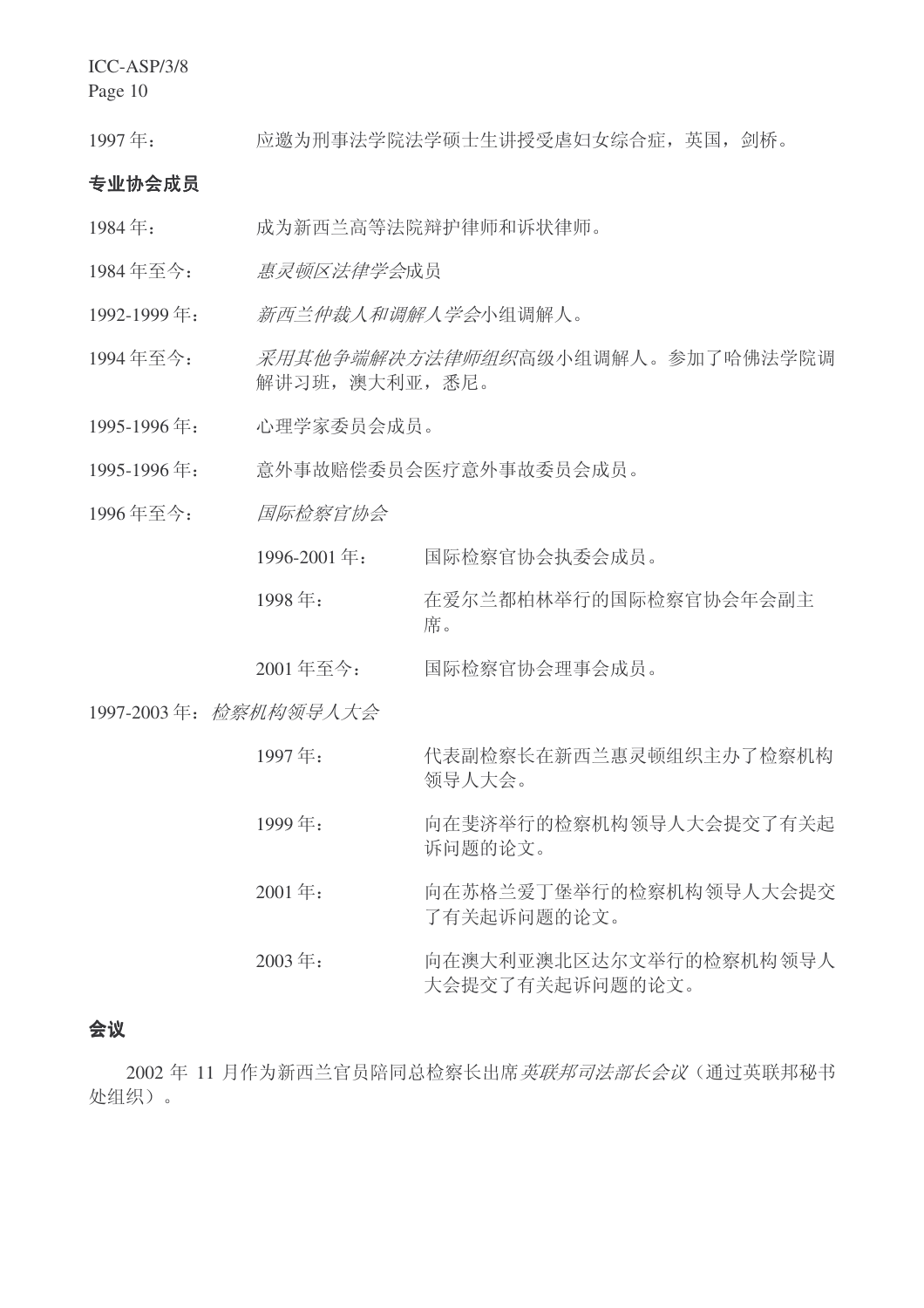1997 年：　应邀为刑事法学院法学硕士生讲授受虐妇女综合症，英国，剑桥。

## 专业协会成员

1984 年：　成为新西兰高等法院辩护律师和诉状律师。

1984 年至今：　*惠灵顿区法律学会*成员

1992-1999 年：　*新西兰仲裁人和调解人学会*小组调解人。

1994 年至今：　*采用其他争端解决方法律师组织*高级小组调解人。参加了哈佛法学院调解讲习班，澳大利亚，悉尼。

1995-1996 年：　心理学家委员会成员。

1995-1996 年：　意外事故赔偿委员会医疗意外事故委员会成员。

1996 年至今：　*国际检察官协会*

- 1996-2001 年：　国际检察官协会执委会成员。
- 1998 年：　在爱尔兰都柏林举行的国际检察官协会年会副主席。
- 2001 年至今：　国际检察官协会理事会成员。

1997-2003 年：*检察机构领导人大会*

- 1997 年：　代表副检察长在新西兰惠灵顿组织主办了检察机构领导人大会。
- 1999 年：　向在斐济举行的检察机构领导人大会提交了有关起诉问题的论文。
- 2001 年：　向在苏格兰爱丁堡举行的检察机构领导人大会提交了有关起诉问题的论文。
- 2003 年：　向在澳大利亚澳北区达尔文举行的检察机构领导人大会提交了有关起诉问题的论文。

## 会议

2002 年 11 月作为新西兰官员陪同总检察长出席*英联邦司法部长会议*（通过英联邦秘书处组织）。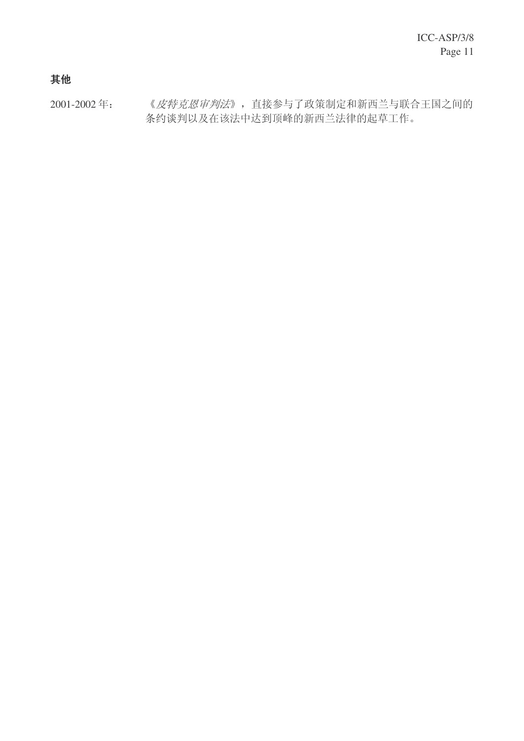**其他**

2001-2002 年： 《*皮特克恩审判法*》，直接参与了政策制定和新西兰与联合王国之间的条约谈判以及在该法中达到顶峰的新西兰法律的起草工作。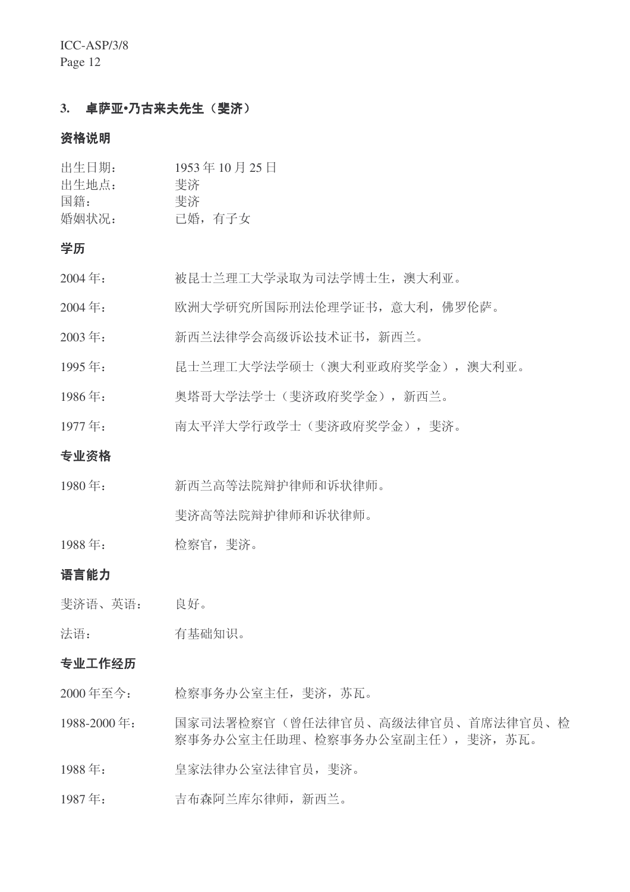### 3. 卓萨亚•乃古来夫先生（斐济）

#### 资格说明

出生日期：　1953 年 10 月 25 日
出生地点：　斐济
国籍：　斐济
婚姻状况：　已婚，有子女

#### 学历

2004 年：　被昆士兰理工大学录取为司法学博士生，澳大利亚。

2004 年：　欧洲大学研究所国际刑法伦理学证书，意大利，佛罗伦萨。

2003 年：　新西兰法律学会高级诉讼技术证书，新西兰。

1995 年：　昆士兰理工大学法学硕士（澳大利亚政府奖学金），澳大利亚。

1986 年：　奥塔哥大学法学士（斐济政府奖学金），新西兰。

1977 年：　南太平洋大学行政学士（斐济政府奖学金），斐济。

#### 专业资格

1980 年：　新西兰高等法院辩护律师和诉状律师。

斐济高等法院辩护律师和诉状律师。

1988 年：　检察官，斐济。

#### 语言能力

斐济语、英语：　良好。

法语：　有基础知识。

#### 专业工作经历

2000 年至今：　检察事务办公室主任，斐济，苏瓦。

1988-2000 年：　国家司法署检察官（曾任法律官员、高级法律官员、首席法律官员、检察事务办公室主任助理、检察事务办公室副主任），斐济，苏瓦。

1988 年：　皇家法律办公室法律官员，斐济。

1987 年：　吉布森阿兰库尔律师，新西兰。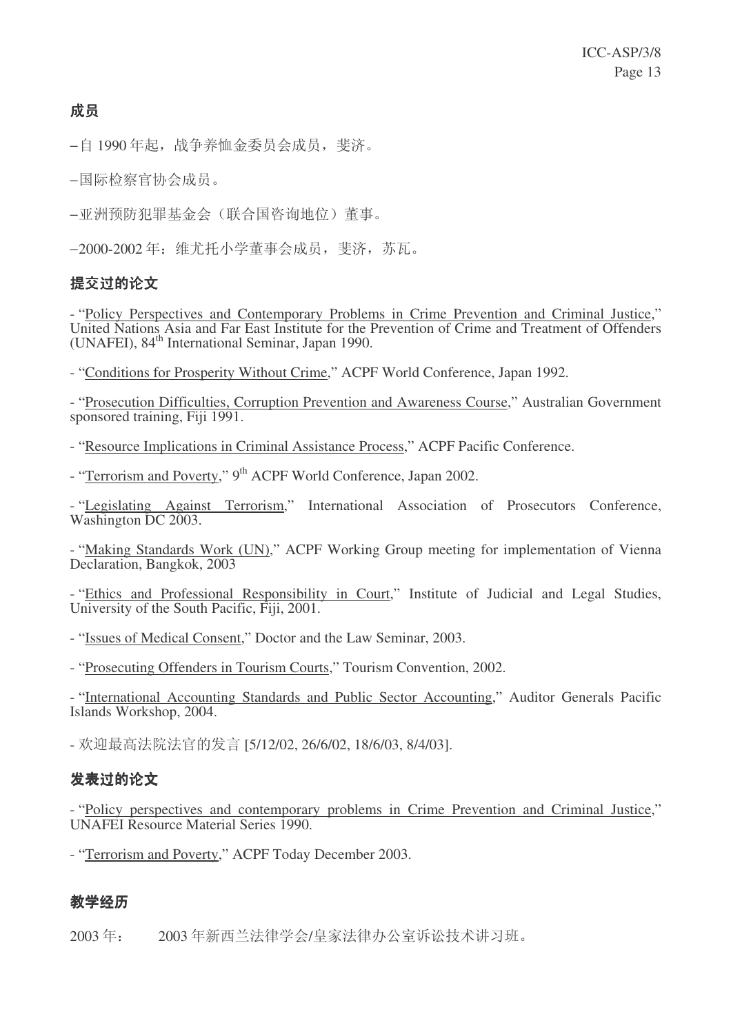## 成员

–自 1990 年起，战争养恤金委员会成员，斐济。

–国际检察官协会成员。

–亚洲预防犯罪基金会（联合国咨询地位）董事。

–2000-2002 年：维尤托小学董事会成员，斐济，苏瓦。

## 提交过的论文

- "Policy Perspectives and Contemporary Problems in Crime Prevention and Criminal Justice," United Nations Asia and Far East Institute for the Prevention of Crime and Treatment of Offenders (UNAFEI), 84th International Seminar, Japan 1990.

- "Conditions for Prosperity Without Crime," ACPF World Conference, Japan 1992.

- "Prosecution Difficulties, Corruption Prevention and Awareness Course," Australian Government sponsored training, Fiji 1991.

- "Resource Implications in Criminal Assistance Process," ACPF Pacific Conference.

- "Terrorism and Poverty," 9th ACPF World Conference, Japan 2002.

- "Legislating Against Terrorism," International Association of Prosecutors Conference, Washington DC 2003.

- "Making Standards Work (UN)," ACPF Working Group meeting for implementation of Vienna Declaration, Bangkok, 2003

- "Ethics and Professional Responsibility in Court," Institute of Judicial and Legal Studies, University of the South Pacific, Fiji, 2001.

- "Issues of Medical Consent," Doctor and the Law Seminar, 2003.

- "Prosecuting Offenders in Tourism Courts," Tourism Convention, 2002.

- "International Accounting Standards and Public Sector Accounting," Auditor Generals Pacific Islands Workshop, 2004.

- 欢迎最高法院法官的发言 [5/12/02, 26/6/02, 18/6/03, 8/4/03].

## 发表过的论文

- "Policy perspectives and contemporary problems in Crime Prevention and Criminal Justice," UNAFEI Resource Material Series 1990.

- "Terrorism and Poverty," ACPF Today December 2003.

## 教学经历

2003 年： 2003 年新西兰法律学会/皇家法律办公室诉讼技术讲习班。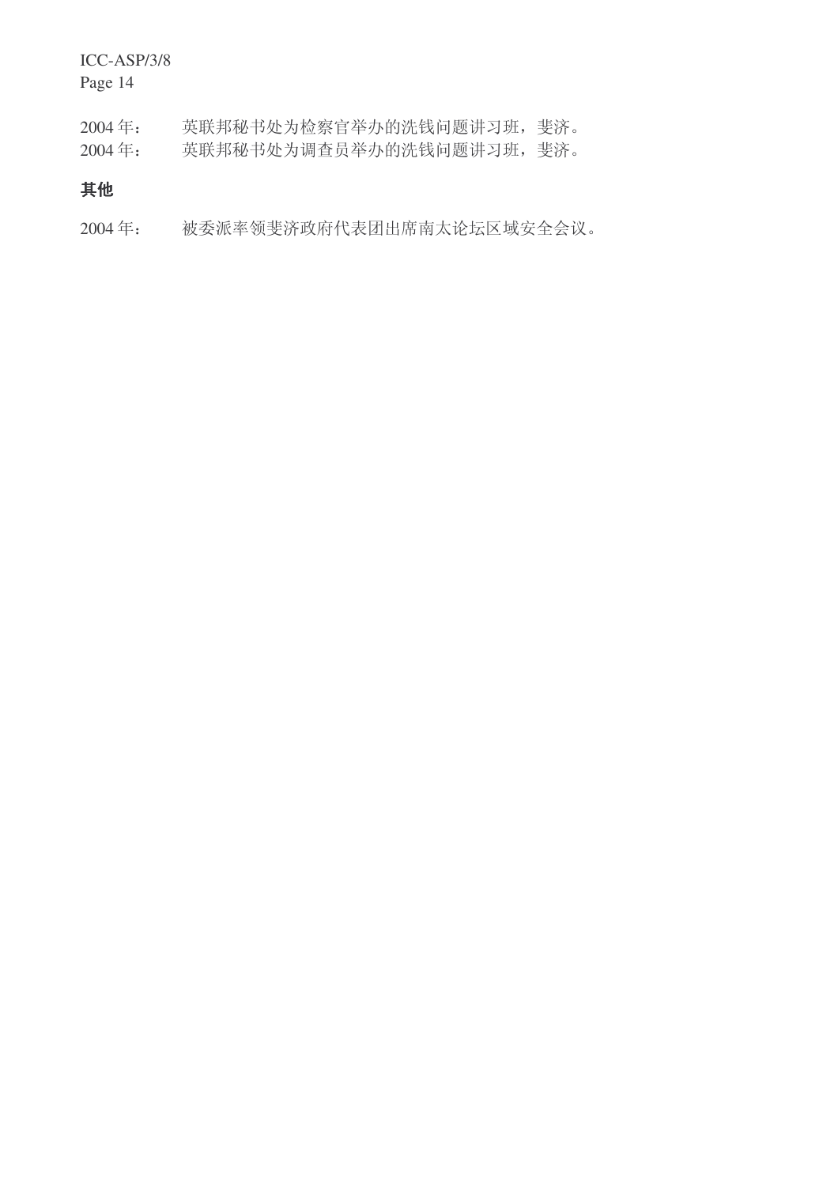2004 年：　英联邦秘书处为检察官举办的洗钱问题讲习班，斐济。

2004 年：　英联邦秘书处为调查员举办的洗钱问题讲习班，斐济。

**其他**

2004 年：　被委派率领斐济政府代表团出席南太论坛区域安全会议。